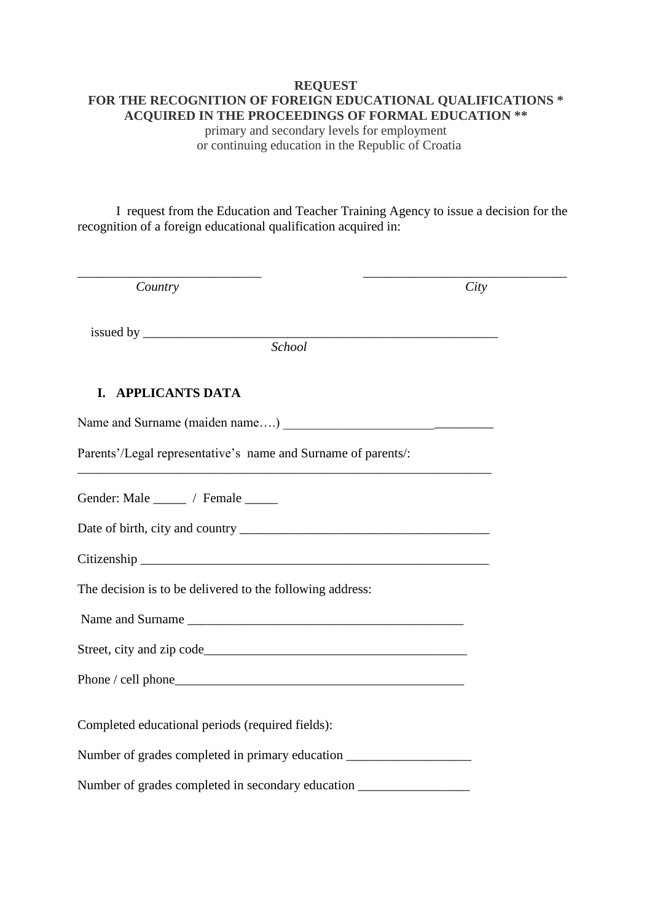**REQUEST**
**FOR THE RECOGNITION OF FOREIGN EDUCATIONAL QUALIFICATIONS \***
**ACQUIRED IN THE PROCEEDINGS OF FORMAL EDUCATION \*\***
primary and secondary levels for employment
or continuing education in the Republic of Croatia

I request from the Education and Teacher Training Agency to issue a decision for the recognition of a foreign educational qualification acquired in:

\_\_\_\_\_\_\_\_\_\_\_\_\_\_\_\_\_\_\_\_\_\_\_\_\_\_\_\_ \_\_\_\_\_\_\_\_\_\_\_\_\_\_\_\_\_\_\_\_\_\_\_\_\_\_\_\_\_\_\_
*Country* *City*

issued by \_\_\_\_\_\_\_\_\_\_\_\_\_\_\_\_\_\_\_\_\_\_\_\_\_\_\_\_\_\_\_\_\_\_\_\_\_\_\_\_\_\_\_\_\_\_\_\_\_\_\_\_\_\_
*School*

## I. APPLICANTS DATA

Name and Surname (maiden name….) \_\_\_\_\_\_\_\_\_\_\_\_\_\_\_\_\_\_\_\_\_\_\_\_\_\_\_\_\_\_\_\_

Parents'/Legal representative's name and Surname of parents/:
\_\_\_\_\_\_\_\_\_\_\_\_\_\_\_\_\_\_\_\_\_\_\_\_\_\_\_\_\_\_\_\_\_\_\_\_\_\_\_\_\_\_\_\_\_\_\_\_\_\_\_\_\_\_\_\_\_\_\_\_\_\_\_\_

Gender: Male \_\_\_\_\_ / Female \_\_\_\_\_

Date of birth, city and country \_\_\_\_\_\_\_\_\_\_\_\_\_\_\_\_\_\_\_\_\_\_\_\_\_\_\_\_\_\_\_\_\_\_\_\_\_\_\_

Citizenship \_\_\_\_\_\_\_\_\_\_\_\_\_\_\_\_\_\_\_\_\_\_\_\_\_\_\_\_\_\_\_\_\_\_\_\_\_\_\_\_\_\_\_\_\_\_\_\_\_\_\_\_\_

The decision is to be delivered to the following address:

Name and Surname \_\_\_\_\_\_\_\_\_\_\_\_\_\_\_\_\_\_\_\_\_\_\_\_\_\_\_\_\_\_\_\_\_\_\_\_\_\_\_\_\_\_

Street, city and zip code\_\_\_\_\_\_\_\_\_\_\_\_\_\_\_\_\_\_\_\_\_\_\_\_\_\_\_\_\_\_\_\_\_\_\_\_\_\_\_\_\_

Phone / cell phone\_\_\_\_\_\_\_\_\_\_\_\_\_\_\_\_\_\_\_\_\_\_\_\_\_\_\_\_\_\_\_\_\_\_\_\_\_\_\_\_\_\_\_\_\_

Completed educational periods (required fields):

Number of grades completed in primary education \_\_\_\_\_\_\_\_\_\_\_\_\_\_\_\_\_\_\_

Number of grades completed in secondary education \_\_\_\_\_\_\_\_\_\_\_\_\_\_\_\_\_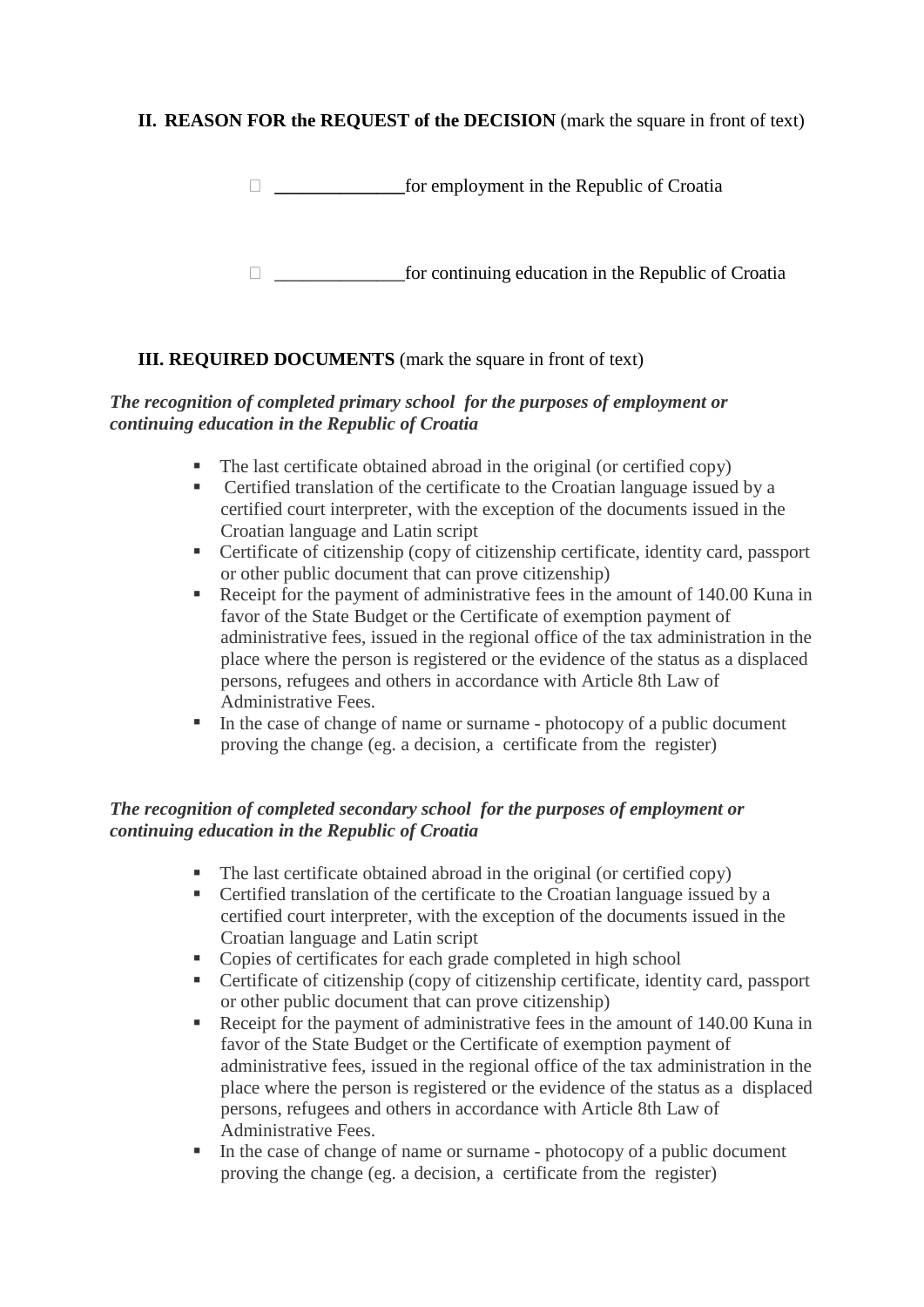**II. REASON FOR the REQUEST of the DECISION** (mark the square in front of text)

- ☐ ______________for employment in the Republic of Croatia

- ☐ ______________for continuing education in the Republic of Croatia

**III. REQUIRED DOCUMENTS** (mark the square in front of text)

***The recognition of completed primary school for the purposes of employment or continuing education in the Republic of Croatia***

- The last certificate obtained abroad in the original (or certified copy)
- Certified translation of the certificate to the Croatian language issued by a certified court interpreter, with the exception of the documents issued in the Croatian language and Latin script
- Certificate of citizenship (copy of citizenship certificate, identity card, passport or other public document that can prove citizenship)
- Receipt for the payment of administrative fees in the amount of 140.00 Kuna in favor of the State Budget or the Certificate of exemption payment of administrative fees, issued in the regional office of the tax administration in the place where the person is registered or the evidence of the status as a displaced persons, refugees and others in accordance with Article 8th Law of Administrative Fees.
- In the case of change of name or surname - photocopy of a public document proving the change (eg. a decision, a certificate from the register)

***The recognition of completed secondary school for the purposes of employment or continuing education in the Republic of Croatia***

- The last certificate obtained abroad in the original (or certified copy)
- Certified translation of the certificate to the Croatian language issued by a certified court interpreter, with the exception of the documents issued in the Croatian language and Latin script
- Copies of certificates for each grade completed in high school
- Certificate of citizenship (copy of citizenship certificate, identity card, passport or other public document that can prove citizenship)
- Receipt for the payment of administrative fees in the amount of 140.00 Kuna in favor of the State Budget or the Certificate of exemption payment of administrative fees, issued in the regional office of the tax administration in the place where the person is registered or the evidence of the status as a displaced persons, refugees and others in accordance with Article 8th Law of Administrative Fees.
- In the case of change of name or surname - photocopy of a public document proving the change (eg. a decision, a certificate from the register)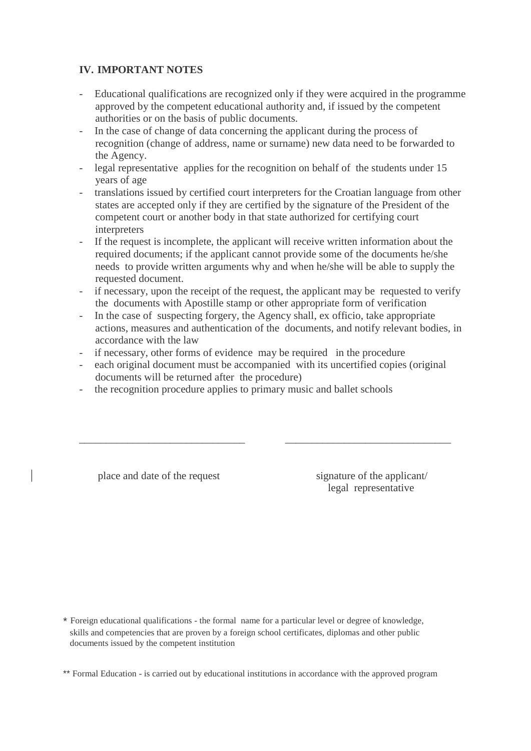## IV. IMPORTANT NOTES

- Educational qualifications are recognized only if they were acquired in the programme approved by the competent educational authority and, if issued by the competent authorities or on the basis of public documents.
- In the case of change of data concerning the applicant during the process of recognition (change of address, name or surname) new data need to be forwarded to the Agency.
- legal representative applies for the recognition on behalf of the students under 15 years of age
- translations issued by certified court interpreters for the Croatian language from other states are accepted only if they are certified by the signature of the President of the competent court or another body in that state authorized for certifying court interpreters
- If the request is incomplete, the applicant will receive written information about the required documents; if the applicant cannot provide some of the documents he/she needs to provide written arguments why and when he/she will be able to supply the requested document.
- if necessary, upon the receipt of the request, the applicant may be requested to verify the documents with Apostille stamp or other appropriate form of verification
- In the case of suspecting forgery, the Agency shall, ex officio, take appropriate actions, measures and authentication of the documents, and notify relevant bodies, in accordance with the law
- if necessary, other forms of evidence may be required in the procedure
- each original document must be accompanied with its uncertified copies (original documents will be returned after the procedure)
- the recognition procedure applies to primary music and ballet schools

| | |
|---|---|
| _______________________________ | _______________________________ |
| place and date of the request | signature of the applicant/ legal representative |

\* Foreign educational qualifications - the formal name for a particular level or degree of knowledge, skills and competencies that are proven by a foreign school certificates, diplomas and other public documents issued by the competent institution

\*\* Formal Education - is carried out by educational institutions in accordance with the approved program